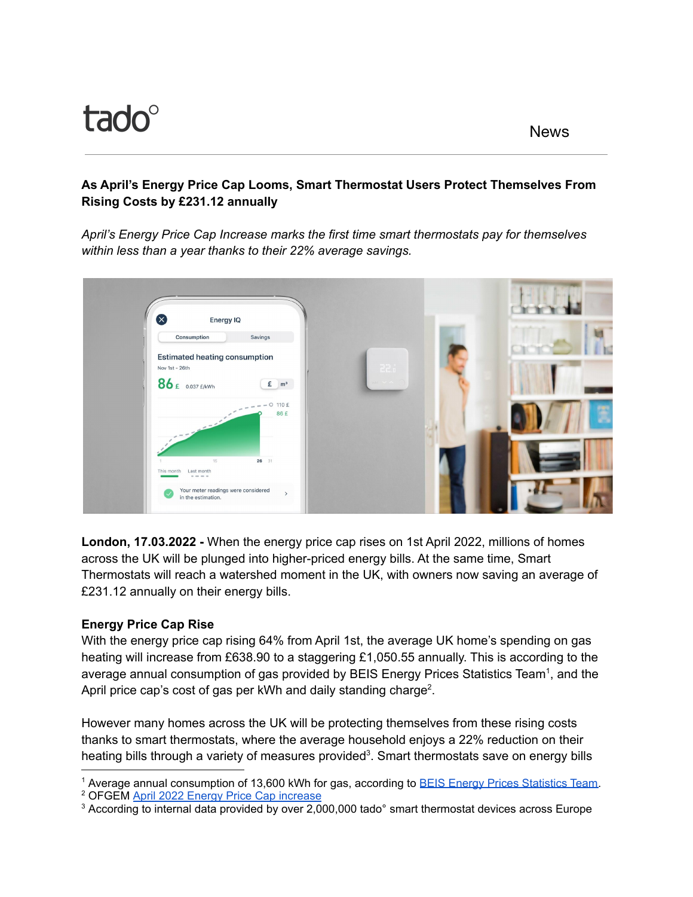tado°

News

**As April's Energy Price Cap Looms, Smart Thermostat Users Protect Themselves From Rising Costs by £231.12 annually**

*April's Energy Price Cap Increase marks the first time smart thermostats pay for themselves within less than a year thanks to their 22% average savings.*

**London, 17.03.2022 -** When the energy price cap rises on 1st April 2022, millions of homes across the UK will be plunged into higher-priced energy bills. At the same time, Smart Thermostats will reach a watershed moment in the UK, with owners now saving an average of £231.12 annually on their energy bills.

**Energy Price Cap Rise**

With the energy price cap rising 64% from April 1st, the average UK home's spending on gas heating will increase from £638.90 to a staggering £1,050.55 annually. This is according to the average annual consumption of gas provided by BEIS Energy Prices Statistics Team[1], and the April price cap's cost of gas per kWh and daily standing charge[2].

However many homes across the UK will be protecting themselves from these rising costs thanks to smart thermostats, where the average household enjoys a 22% reduction on their heating bills through a variety of measures provided[3]. Smart thermostats save on energy bills

[1] Average annual consumption of 13,600 kWh for gas, according to [BEIS Energy Prices Statistics Team](#).
[2] OFGEM [April 2022 Energy Price Cap increase](#)
[3] According to internal data provided by over 2,000,000 tado° smart thermostat devices across Europe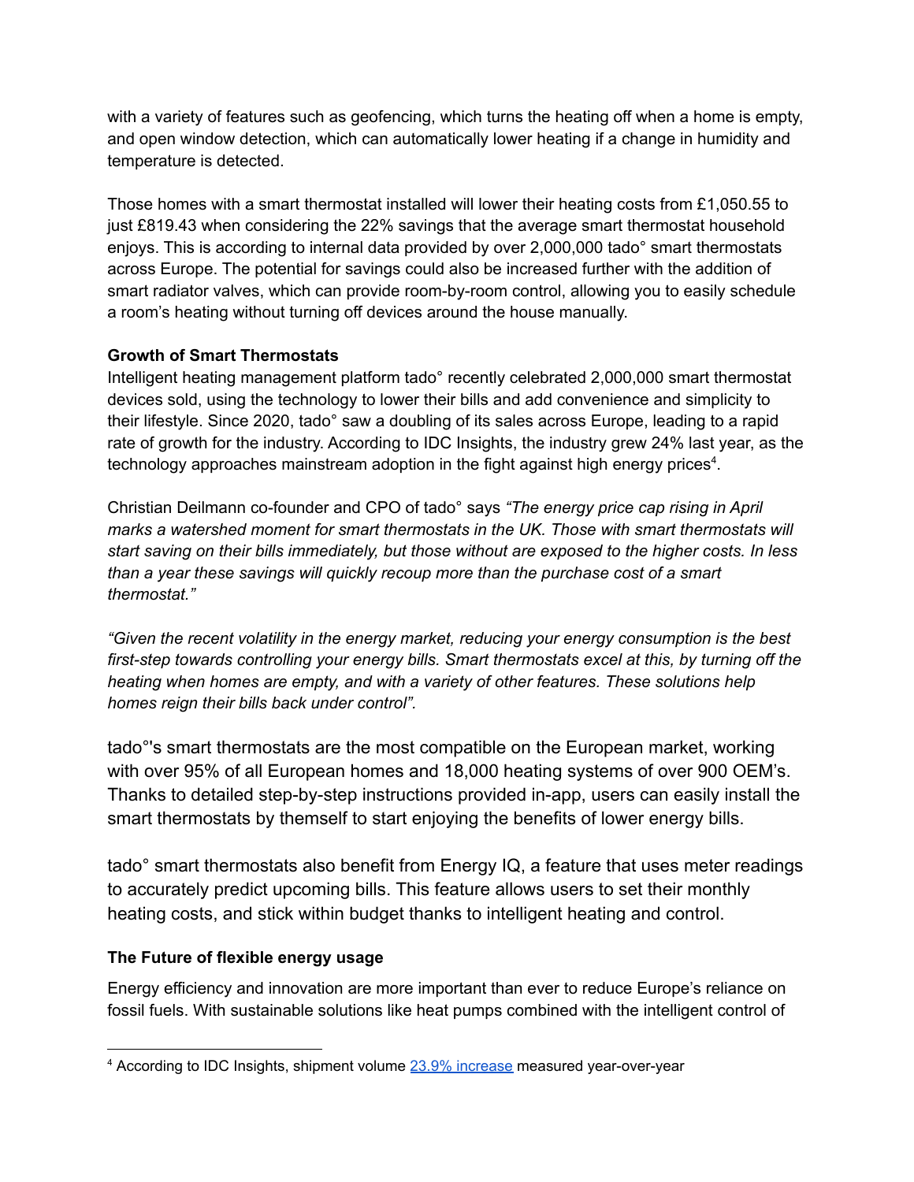with a variety of features such as geofencing, which turns the heating off when a home is empty, and open window detection, which can automatically lower heating if a change in humidity and temperature is detected.

Those homes with a smart thermostat installed will lower their heating costs from £1,050.55 to just £819.43 when considering the 22% savings that the average smart thermostat household enjoys. This is according to internal data provided by over 2,000,000 tado° smart thermostats across Europe. The potential for savings could also be increased further with the addition of smart radiator valves, which can provide room-by-room control, allowing you to easily schedule a room's heating without turning off devices around the house manually.

**Growth of Smart Thermostats**

Intelligent heating management platform tado° recently celebrated 2,000,000 smart thermostat devices sold, using the technology to lower their bills and add convenience and simplicity to their lifestyle. Since 2020, tado° saw a doubling of its sales across Europe, leading to a rapid rate of growth for the industry. According to IDC Insights, the industry grew 24% last year, as the technology approaches mainstream adoption in the fight against high energy prices[4].

Christian Deilmann co-founder and CPO of tado° says *"The energy price cap rising in April marks a watershed moment for smart thermostats in the UK. Those with smart thermostats will start saving on their bills immediately, but those without are exposed to the higher costs. In less than a year these savings will quickly recoup more than the purchase cost of a smart thermostat."*

*"Given the recent volatility in the energy market, reducing your energy consumption is the best first-step towards controlling your energy bills. Smart thermostats excel at this, by turning off the heating when homes are empty, and with a variety of other features. These solutions help homes reign their bills back under control".*

tado°'s smart thermostats are the most compatible on the European market, working with over 95% of all European homes and 18,000 heating systems of over 900 OEM's. Thanks to detailed step-by-step instructions provided in-app, users can easily install the smart thermostats by themself to start enjoying the benefits of lower energy bills.

tado° smart thermostats also benefit from Energy IQ, a feature that uses meter readings to accurately predict upcoming bills. This feature allows users to set their monthly heating costs, and stick within budget thanks to intelligent heating and control.

**The Future of flexible energy usage**

Energy efficiency and innovation are more important than ever to reduce Europe's reliance on fossil fuels. With sustainable solutions like heat pumps combined with the intelligent control of

[4] According to IDC Insights, shipment volume 23.9% increase measured year-over-year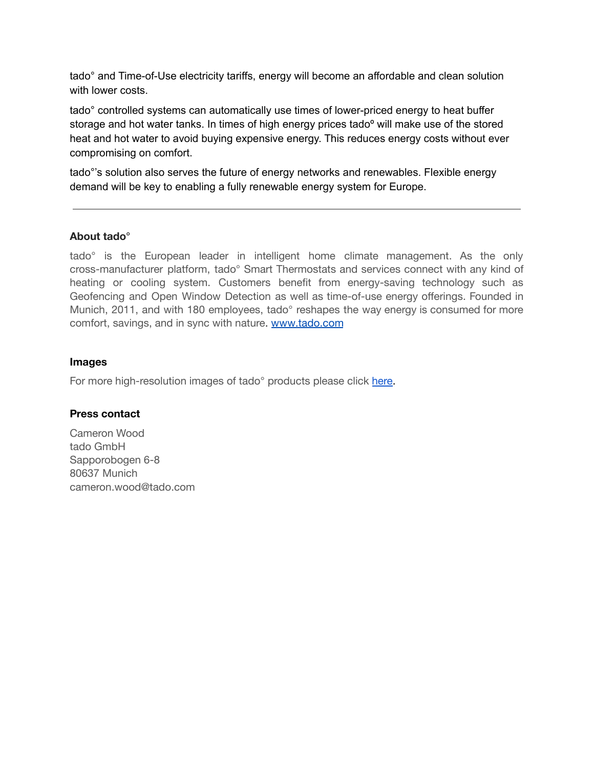tado° and Time-of-Use electricity tariffs, energy will become an affordable and clean solution with lower costs.

tado° controlled systems can automatically use times of lower-priced energy to heat buffer storage and hot water tanks. In times of high energy prices tadoº will make use of the stored heat and hot water to avoid buying expensive energy. This reduces energy costs without ever compromising on comfort.

tado°'s solution also serves the future of energy networks and renewables. Flexible energy demand will be key to enabling a fully renewable energy system for Europe.

---

**About tado°**

tado° is the European leader in intelligent home climate management. As the only cross-manufacturer platform, tado° Smart Thermostats and services connect with any kind of heating or cooling system. Customers benefit from energy-saving technology such as Geofencing and Open Window Detection as well as time-of-use energy offerings. Founded in Munich, 2011, and with 180 employees, tado° reshapes the way energy is consumed for more comfort, savings, and in sync with nature. [www.tado.com](http://www.tado.com)

**Images**

For more high-resolution images of tado° products please click here.

**Press contact**

Cameron Wood
tado GmbH
Sapporobogen 6-8
80637 Munich
cameron.wood@tado.com